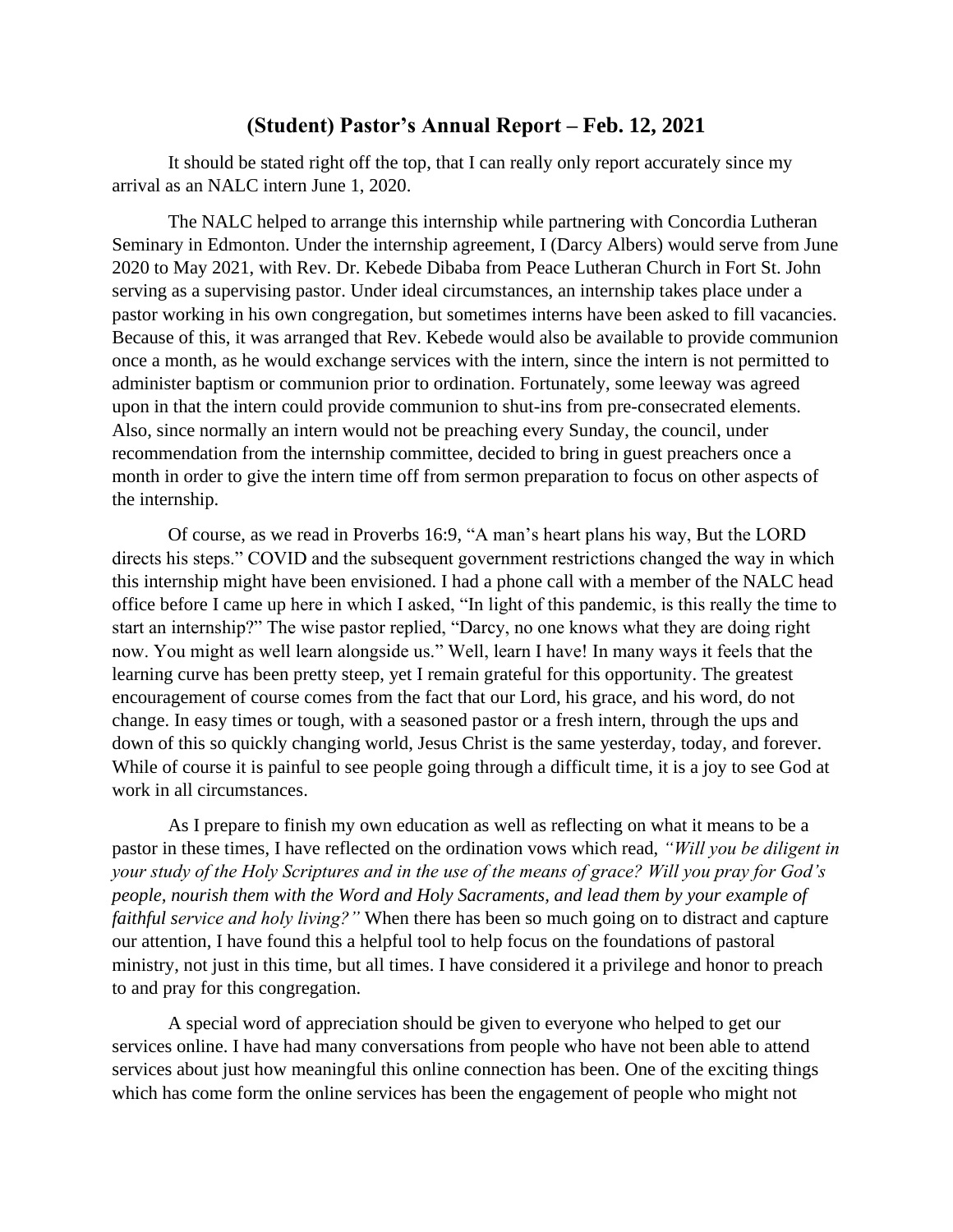# (Student) Pastor's Annual Report – Feb. 12, 2021

It should be stated right off the top, that I can really only report accurately since my arrival as an NALC intern June 1, 2020.

The NALC helped to arrange this internship while partnering with Concordia Lutheran Seminary in Edmonton. Under the internship agreement, I (Darcy Albers) would serve from June 2020 to May 2021, with Rev. Dr. Kebede Dibaba from Peace Lutheran Church in Fort St. John serving as a supervising pastor. Under ideal circumstances, an internship takes place under a pastor working in his own congregation, but sometimes interns have been asked to fill vacancies. Because of this, it was arranged that Rev. Kebede would also be available to provide communion once a month, as he would exchange services with the intern, since the intern is not permitted to administer baptism or communion prior to ordination. Fortunately, some leeway was agreed upon in that the intern could provide communion to shut-ins from pre-consecrated elements. Also, since normally an intern would not be preaching every Sunday, the council, under recommendation from the internship committee, decided to bring in guest preachers once a month in order to give the intern time off from sermon preparation to focus on other aspects of the internship.

Of course, as we read in Proverbs 16:9, "A man's heart plans his way, But the LORD directs his steps." COVID and the subsequent government restrictions changed the way in which this internship might have been envisioned. I had a phone call with a member of the NALC head office before I came up here in which I asked, "In light of this pandemic, is this really the time to start an internship?" The wise pastor replied, "Darcy, no one knows what they are doing right now. You might as well learn alongside us." Well, learn I have! In many ways it feels that the learning curve has been pretty steep, yet I remain grateful for this opportunity. The greatest encouragement of course comes from the fact that our Lord, his grace, and his word, do not change. In easy times or tough, with a seasoned pastor or a fresh intern, through the ups and down of this so quickly changing world, Jesus Christ is the same yesterday, today, and forever. While of course it is painful to see people going through a difficult time, it is a joy to see God at work in all circumstances.

As I prepare to finish my own education as well as reflecting on what it means to be a pastor in these times, I have reflected on the ordination vows which read, *"Will you be diligent in your study of the Holy Scriptures and in the use of the means of grace? Will you pray for God's people, nourish them with the Word and Holy Sacraments, and lead them by your example of faithful service and holy living?"* When there has been so much going on to distract and capture our attention, I have found this a helpful tool to help focus on the foundations of pastoral ministry, not just in this time, but all times. I have considered it a privilege and honor to preach to and pray for this congregation.

A special word of appreciation should be given to everyone who helped to get our services online. I have had many conversations from people who have not been able to attend services about just how meaningful this online connection has been. One of the exciting things which has come form the online services has been the engagement of people who might not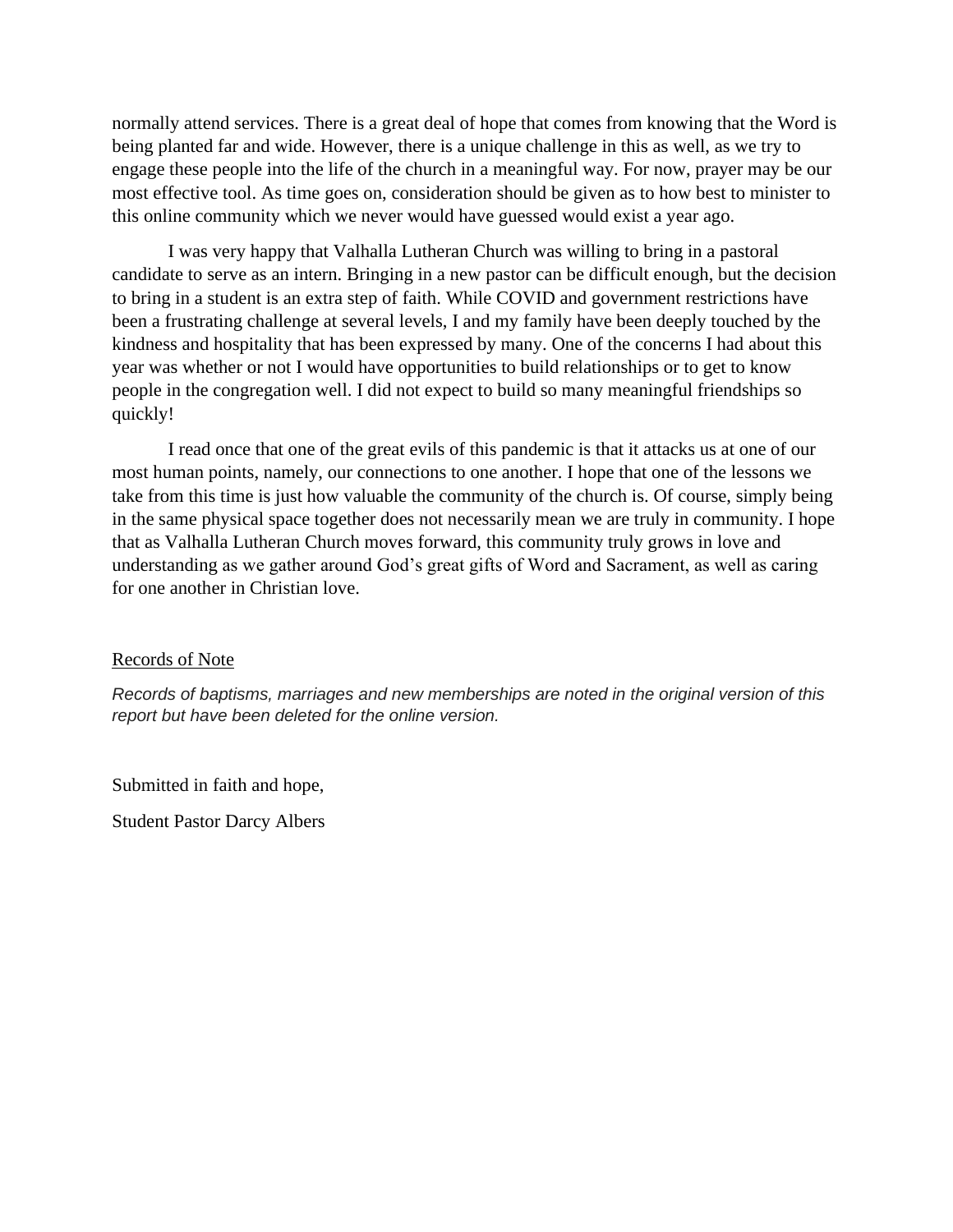normally attend services. There is a great deal of hope that comes from knowing that the Word is being planted far and wide. However, there is a unique challenge in this as well, as we try to engage these people into the life of the church in a meaningful way. For now, prayer may be our most effective tool. As time goes on, consideration should be given as to how best to minister to this online community which we never would have guessed would exist a year ago.

I was very happy that Valhalla Lutheran Church was willing to bring in a pastoral candidate to serve as an intern. Bringing in a new pastor can be difficult enough, but the decision to bring in a student is an extra step of faith. While COVID and government restrictions have been a frustrating challenge at several levels, I and my family have been deeply touched by the kindness and hospitality that has been expressed by many. One of the concerns I had about this year was whether or not I would have opportunities to build relationships or to get to know people in the congregation well. I did not expect to build so many meaningful friendships so quickly!

I read once that one of the great evils of this pandemic is that it attacks us at one of our most human points, namely, our connections to one another. I hope that one of the lessons we take from this time is just how valuable the community of the church is. Of course, simply being in the same physical space together does not necessarily mean we are truly in community. I hope that as Valhalla Lutheran Church moves forward, this community truly grows in love and understanding as we gather around God's great gifts of Word and Sacrament, as well as caring for one another in Christian love.

Records of Note

*Records of baptisms, marriages and new memberships are noted in the original version of this report but have been deleted for the online version.*

Submitted in faith and hope,

Student Pastor Darcy Albers